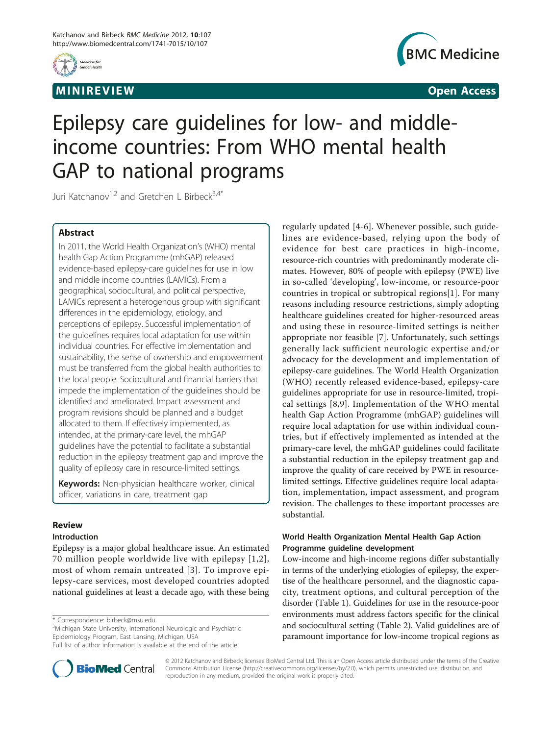MINIREVIEW — Open Access

# Epilepsy care guidelines for low- and middle-income countries: From WHO mental health GAP to national programs

Juri Katchanov[1,2] and Gretchen L Birbeck[3,4*]

## Abstract

In 2011, the World Health Organization's (WHO) mental health Gap Action Programme (mhGAP) released evidence-based epilepsy-care guidelines for use in low and middle income countries (LAMICs). From a geographical, sociocultural, and political perspective, LAMICs represent a heterogenous group with significant differences in the epidemiology, etiology, and perceptions of epilepsy. Successful implementation of the guidelines requires local adaptation for use within individual countries. For effective implementation and sustainability, the sense of ownership and empowerment must be transferred from the global health authorities to the local people. Sociocultural and financial barriers that impede the implementation of the guidelines should be identified and ameliorated. Impact assessment and program revisions should be planned and a budget allocated to them. If effectively implemented, as intended, at the primary-care level, the mhGAP guidelines have the potential to facilitate a substantial reduction in the epilepsy treatment gap and improve the quality of epilepsy care in resource-limited settings.

**Keywords:** Non-physician healthcare worker, clinical officer, variations in care, treatment gap

## Review

### Introduction

Epilepsy is a major global healthcare issue. An estimated 70 million people worldwide live with epilepsy [1,2], most of whom remain untreated [3]. To improve epilepsy-care services, most developed countries adopted national guidelines at least a decade ago, with these being regularly updated [4-6]. Whenever possible, such guidelines are evidence-based, relying upon the body of evidence for best care practices in high-income, resource-rich countries with predominantly moderate climates. However, 80% of people with epilepsy (PWE) live in so-called 'developing', low-income, or resource-poor countries in tropical or subtropical regions[1]. For many reasons including resource restrictions, simply adopting healthcare guidelines created for higher-resourced areas and using these in resource-limited settings is neither appropriate nor feasible [7]. Unfortunately, such settings generally lack sufficient neurologic expertise and/or advocacy for the development and implementation of epilepsy-care guidelines. The World Health Organization (WHO) recently released evidence-based, epilepsy-care guidelines appropriate for use in resource-limited, tropical settings [8,9]. Implementation of the WHO mental health Gap Action Programme (mhGAP) guidelines will require local adaptation for use within individual countries, but if effectively implemented as intended at the primary-care level, the mhGAP guidelines could facilitate a substantial reduction in the epilepsy treatment gap and improve the quality of care received by PWE in resource-limited settings. Effective guidelines require local adaptation, implementation, impact assessment, and program revision. The challenges to these important processes are substantial.

### World Health Organization Mental Health Gap Action Programme guideline development

Low-income and high-income regions differ substantially in terms of the underlying etiologies of epilepsy, the expertise of the healthcare personnel, and the diagnostic capacity, treatment options, and cultural perception of the disorder (Table 1). Guidelines for use in the resource-poor environments must address factors specific for the clinical and sociocultural setting (Table 2). Valid guidelines are of paramount importance for low-income tropical regions as

\* Correspondence: birbeck@msu.edu
[3]Michigan State University, International Neurologic and Psychiatric Epidemiology Program, East Lansing, Michigan, USA
Full list of author information is available at the end of the article

© 2012 Katchanov and Birbeck; licensee BioMed Central Ltd. This is an Open Access article distributed under the terms of the Creative Commons Attribution License (http://creativecommons.org/licenses/by/2.0), which permits unrestricted use, distribution, and reproduction in any medium, provided the original work is properly cited.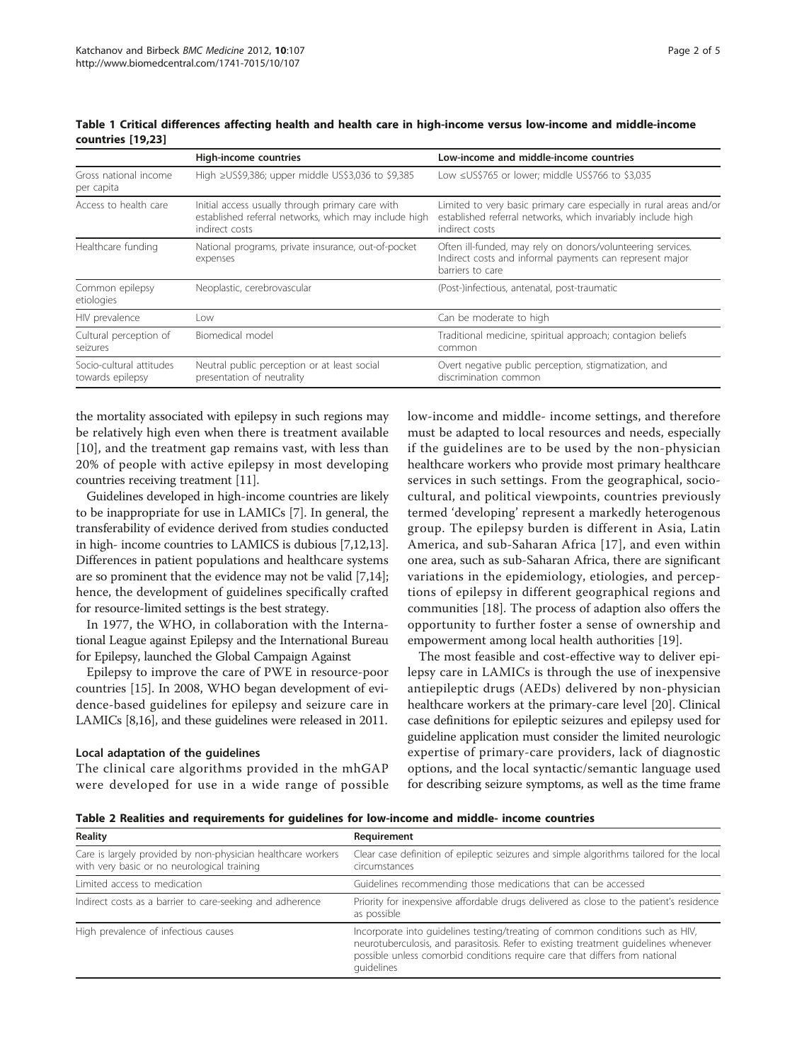Table 1 Critical differences affecting health and health care in high-income versus low-income and middle-income countries [19,23]

| | High-income countries | Low-income and middle-income countries |
|---|---|---|
| Gross national income per capita | High ≥US$9,386; upper middle US$3,036 to $9,385 | Low ≤US$765 or lower; middle US$766 to $3,035 |
| Access to health care | Initial access usually through primary care with established referral networks, which may include high indirect costs | Limited to very basic primary care especially in rural areas and/or established referral networks, which invariably include high indirect costs |
| Healthcare funding | National programs, private insurance, out-of-pocket expenses | Often ill-funded, may rely on donors/volunteering services. Indirect costs and informal payments can represent major barriers to care |
| Common epilepsy etiologies | Neoplastic, cerebrovascular | (Post-)infectious, antenatal, post-traumatic |
| HIV prevalence | Low | Can be moderate to high |
| Cultural perception of seizures | Biomedical model | Traditional medicine, spiritual approach; contagion beliefs common |
| Socio-cultural attitudes towards epilepsy | Neutral public perception or at least social presentation of neutrality | Overt negative public perception, stigmatization, and discrimination common |

the mortality associated with epilepsy in such regions may be relatively high even when there is treatment available [10], and the treatment gap remains vast, with less than 20% of people with active epilepsy in most developing countries receiving treatment [11].

Guidelines developed in high-income countries are likely to be inappropriate for use in LAMICs [7]. In general, the transferability of evidence derived from studies conducted in high- income countries to LAMICS is dubious [7,12,13]. Differences in patient populations and healthcare systems are so prominent that the evidence may not be valid [7,14]; hence, the development of guidelines specifically crafted for resource-limited settings is the best strategy.

In 1977, the WHO, in collaboration with the International League against Epilepsy and the International Bureau for Epilepsy, launched the Global Campaign Against

Epilepsy to improve the care of PWE in resource-poor countries [15]. In 2008, WHO began development of evidence-based guidelines for epilepsy and seizure care in LAMICs [8,16], and these guidelines were released in 2011.

## Local adaptation of the guidelines

The clinical care algorithms provided in the mhGAP were developed for use in a wide range of possible low-income and middle- income settings, and therefore must be adapted to local resources and needs, especially if the guidelines are to be used by the non-physician healthcare workers who provide most primary healthcare services in such settings. From the geographical, socio-cultural, and political viewpoints, countries previously termed 'developing' represent a markedly heterogenous group. The epilepsy burden is different in Asia, Latin America, and sub-Saharan Africa [17], and even within one area, such as sub-Saharan Africa, there are significant variations in the epidemiology, etiologies, and perceptions of epilepsy in different geographical regions and communities [18]. The process of adaption also offers the opportunity to further foster a sense of ownership and empowerment among local health authorities [19].

The most feasible and cost-effective way to deliver epilepsy care in LAMICs is through the use of inexpensive antiepileptic drugs (AEDs) delivered by non-physician healthcare workers at the primary-care level [20]. Clinical case definitions for epileptic seizures and epilepsy used for guideline application must consider the limited neurologic expertise of primary-care providers, lack of diagnostic options, and the local syntactic/semantic language used for describing seizure symptoms, as well as the time frame

Table 2 Realities and requirements for guidelines for low-income and middle- income countries

| Reality | Requirement |
|---|---|
| Care is largely provided by non-physician healthcare workers with very basic or no neurological training | Clear case definition of epileptic seizures and simple algorithms tailored for the local circumstances |
| Limited access to medication | Guidelines recommending those medications that can be accessed |
| Indirect costs as a barrier to care-seeking and adherence | Priority for inexpensive affordable drugs delivered as close to the patient's residence as possible |
| High prevalence of infectious causes | Incorporate into guidelines testing/treating of common conditions such as HIV, neurotuberculosis, and parasitosis. Refer to existing treatment guidelines whenever possible unless comorbid conditions require care that differs from national guidelines |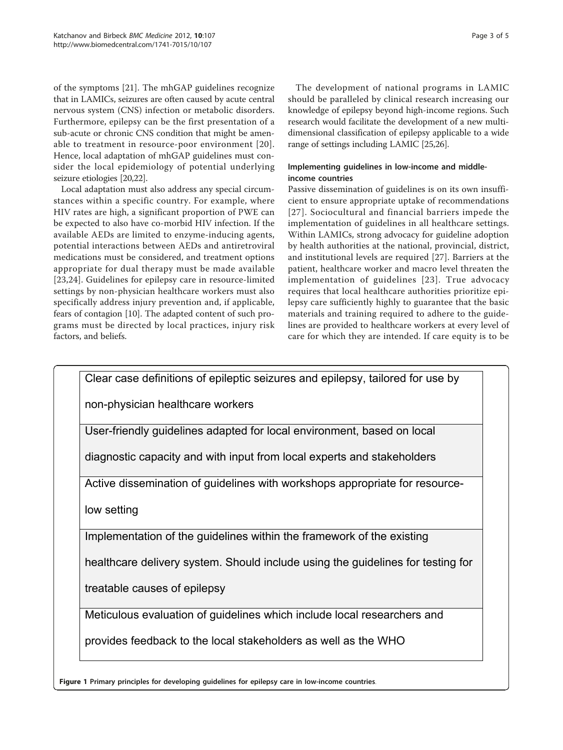of the symptoms [21]. The mhGAP guidelines recognize that in LAMICs, seizures are often caused by acute central nervous system (CNS) infection or metabolic disorders. Furthermore, epilepsy can be the first presentation of a sub-acute or chronic CNS condition that might be amenable to treatment in resource-poor environment [20]. Hence, local adaptation of mhGAP guidelines must consider the local epidemiology of potential underlying seizure etiologies [20,22].

Local adaptation must also address any special circumstances within a specific country. For example, where HIV rates are high, a significant proportion of PWE can be expected to also have co-morbid HIV infection. If the available AEDs are limited to enzyme-inducing agents, potential interactions between AEDs and antiretroviral medications must be considered, and treatment options appropriate for dual therapy must be made available [23,24]. Guidelines for epilepsy care in resource-limited settings by non-physician healthcare workers must also specifically address injury prevention and, if applicable, fears of contagion [10]. The adapted content of such programs must be directed by local practices, injury risk factors, and beliefs.

The development of national programs in LAMIC should be paralleled by clinical research increasing our knowledge of epilepsy beyond high-income regions. Such research would facilitate the development of a new multi-dimensional classification of epilepsy applicable to a wide range of settings including LAMIC [25,26].

### Implementing guidelines in low-income and middle-income countries

Passive dissemination of guidelines is on its own insufficient to ensure appropriate uptake of recommendations [27]. Sociocultural and financial barriers impede the implementation of guidelines in all healthcare settings. Within LAMICs, strong advocacy for guideline adoption by health authorities at the national, provincial, district, and institutional levels are required [27]. Barriers at the patient, healthcare worker and macro level threaten the implementation of guidelines [23]. True advocacy requires that local healthcare authorities prioritize epilepsy care sufficiently highly to guarantee that the basic materials and training required to adhere to the guidelines are provided to healthcare workers at every level of care for which they are intended. If care equity is to be

| Primary principles |
| --- |
| Clear case definitions of epileptic seizures and epilepsy, tailored for use by non-physician healthcare workers |
| User-friendly guidelines adapted for local environment, based on local diagnostic capacity and with input from local experts and stakeholders |
| Active dissemination of guidelines with workshops appropriate for resource-low setting |
| Implementation of the guidelines within the framework of the existing healthcare delivery system. Should include using the guidelines for testing for treatable causes of epilepsy |
| Meticulous evaluation of guidelines which include local researchers and provides feedback to the local stakeholders as well as the WHO |

**Figure 1 Primary principles for developing guidelines for epilepsy care in low-income countries**.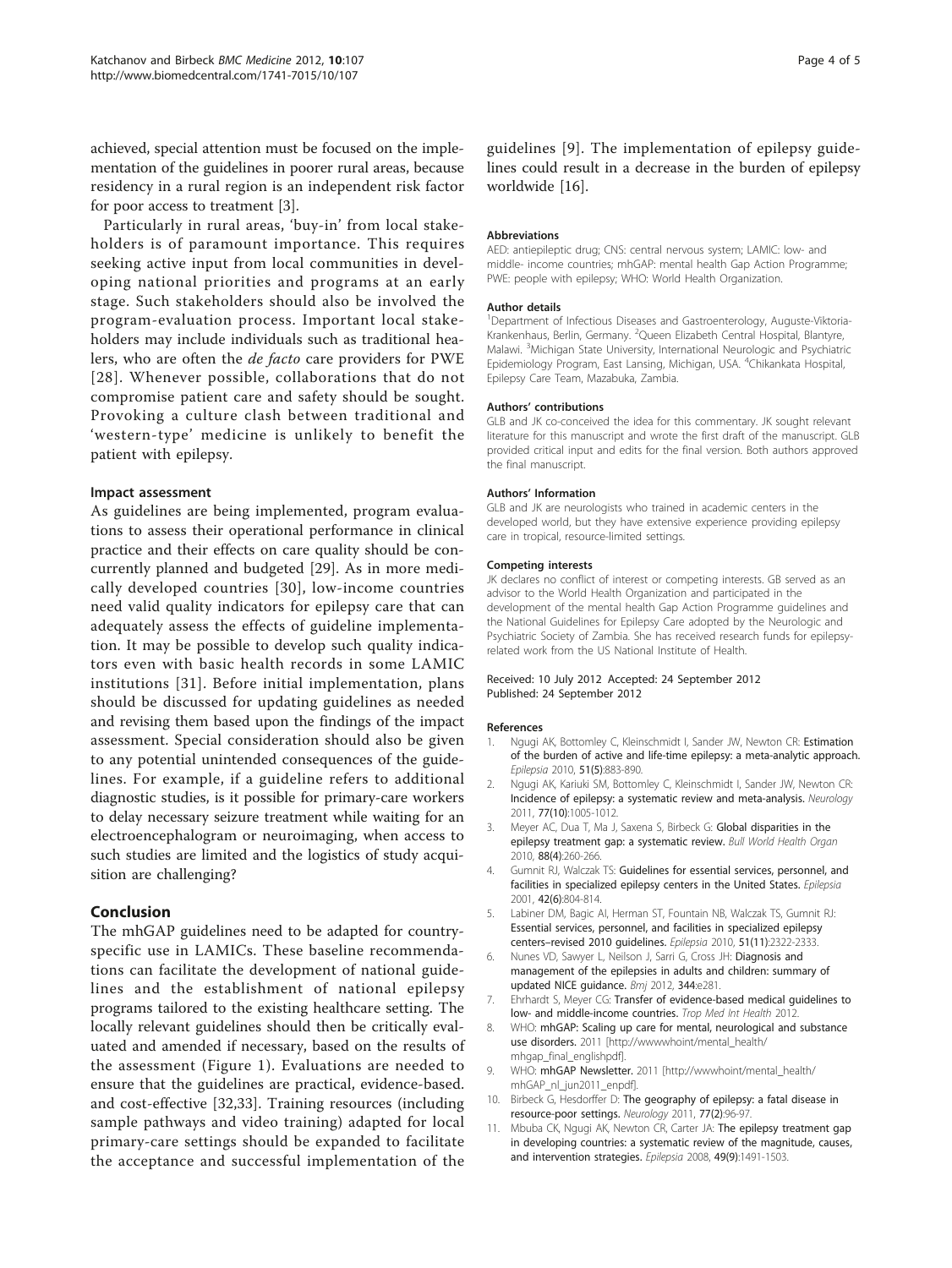achieved, special attention must be focused on the implementation of the guidelines in poorer rural areas, because residency in a rural region is an independent risk factor for poor access to treatment [3].

Particularly in rural areas, 'buy-in' from local stakeholders is of paramount importance. This requires seeking active input from local communities in developing national priorities and programs at an early stage. Such stakeholders should also be involved the program-evaluation process. Important local stakeholders may include individuals such as traditional healers, who are often the *de facto* care providers for PWE [28]. Whenever possible, collaborations that do not compromise patient care and safety should be sought. Provoking a culture clash between traditional and 'western-type' medicine is unlikely to benefit the patient with epilepsy.

### Impact assessment

As guidelines are being implemented, program evaluations to assess their operational performance in clinical practice and their effects on care quality should be concurrently planned and budgeted [29]. As in more medically developed countries [30], low-income countries need valid quality indicators for epilepsy care that can adequately assess the effects of guideline implementation. It may be possible to develop such quality indicators even with basic health records in some LAMIC institutions [31]. Before initial implementation, plans should be discussed for updating guidelines as needed and revising them based upon the findings of the impact assessment. Special consideration should also be given to any potential unintended consequences of the guidelines. For example, if a guideline refers to additional diagnostic studies, is it possible for primary-care workers to delay necessary seizure treatment while waiting for an electroencephalogram or neuroimaging, when access to such studies are limited and the logistics of study acquisition are challenging?

## Conclusion

The mhGAP guidelines need to be adapted for country-specific use in LAMICs. These baseline recommendations can facilitate the development of national guidelines and the establishment of national epilepsy programs tailored to the existing healthcare setting. The locally relevant guidelines should then be critically evaluated and amended if necessary, based on the results of the assessment (Figure 1). Evaluations are needed to ensure that the guidelines are practical, evidence-based. and cost-effective [32,33]. Training resources (including sample pathways and video training) adapted for local primary-care settings should be expanded to facilitate the acceptance and successful implementation of the guidelines [9]. The implementation of epilepsy guidelines could result in a decrease in the burden of epilepsy worldwide [16].

#### Abbreviations

AED: antiepileptic drug; CNS: central nervous system; LAMIC: low- and middle- income countries; mhGAP: mental health Gap Action Programme; PWE: people with epilepsy; WHO: World Health Organization.

#### Author details

[1]Department of Infectious Diseases and Gastroenterology, Auguste-Viktoria-Krankenhaus, Berlin, Germany. [2]Queen Elizabeth Central Hospital, Blantyre, Malawi. [3]Michigan State University, International Neurologic and Psychiatric Epidemiology Program, East Lansing, Michigan, USA. [4]Chikankata Hospital, Epilepsy Care Team, Mazabuka, Zambia.

#### Authors' contributions

GLB and JK co-conceived the idea for this commentary. JK sought relevant literature for this manuscript and wrote the first draft of the manuscript. GLB provided critical input and edits for the final version. Both authors approved the final manuscript.

#### Authors' Information

GLB and JK are neurologists who trained in academic centers in the developed world, but they have extensive experience providing epilepsy care in tropical, resource-limited settings.

#### Competing interests

JK declares no conflict of interest or competing interests. GB served as an advisor to the World Health Organization and participated in the development of the mental health Gap Action Programme guidelines and the National Guidelines for Epilepsy Care adopted by the Neurologic and Psychiatric Society of Zambia. She has received research funds for epilepsy-related work from the US National Institute of Health.

Received: 10 July 2012 Accepted: 24 September 2012
Published: 24 September 2012

#### References

1. Ngugi AK, Bottomley C, Kleinschmidt I, Sander JW, Newton CR: **Estimation of the burden of active and life-time epilepsy: a meta-analytic approach.** *Epilepsia* 2010, **51(5)**:883-890.
2. Ngugi AK, Kariuki SM, Bottomley C, Kleinschmidt I, Sander JW, Newton CR: **Incidence of epilepsy: a systematic review and meta-analysis.** *Neurology* 2011, **77(10)**:1005-1012.
3. Meyer AC, Dua T, Ma J, Saxena S, Birbeck G: **Global disparities in the epilepsy treatment gap: a systematic review.** *Bull World Health Organ* 2010, **88(4)**:260-266.
4. Gumnit RJ, Walczak TS: **Guidelines for essential services, personnel, and facilities in specialized epilepsy centers in the United States.** *Epilepsia* 2001, **42(6)**:804-814.
5. Labiner DM, Bagic AI, Herman ST, Fountain NB, Walczak TS, Gumnit RJ: **Essential services, personnel, and facilities in specialized epilepsy centers–revised 2010 guidelines.** *Epilepsia* 2010, **51(11)**:2322-2333.
6. Nunes VD, Sawyer L, Neilson J, Sarri G, Cross JH: **Diagnosis and management of the epilepsies in adults and children: summary of updated NICE guidance.** *Bmj* 2012, **344**:e281.
7. Ehrhardt S, Meyer CG: **Transfer of evidence-based medical guidelines to low- and middle-income countries.** *Trop Med Int Health* 2012.
8. WHO: **mhGAP: Scaling up care for mental, neurological and substance use disorders.** 2011 [http://wwwwhoint/mental_health/mhgap_final_englishpdf].
9. WHO: **mhGAP Newsletter.** 2011 [http://wwwhoint/mental_health/mhGAP_nl_jun2011_enpdf].
10. Birbeck G, Hesdorffer D: **The geography of epilepsy: a fatal disease in resource-poor settings.** *Neurology* 2011, **77(2)**:96-97.
11. Mbuba CK, Ngugi AK, Newton CR, Carter JA: **The epilepsy treatment gap in developing countries: a systematic review of the magnitude, causes, and intervention strategies.** *Epilepsia* 2008, **49(9)**:1491-1503.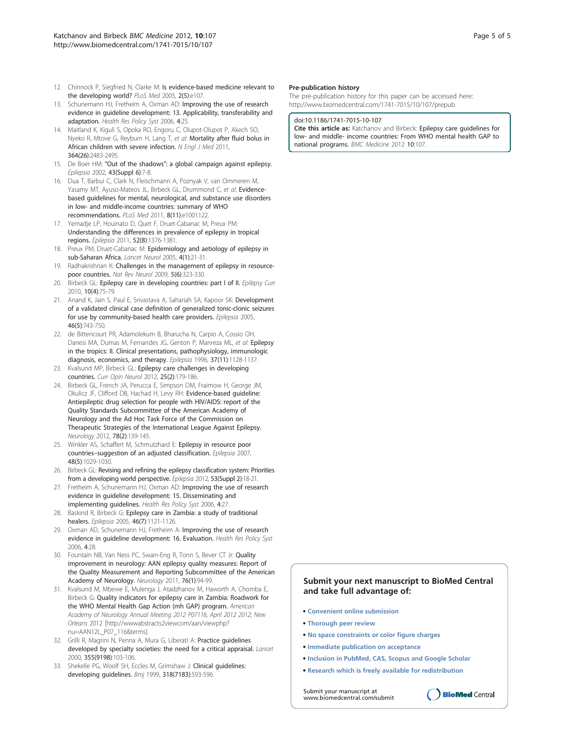12. Chinnock P, Siegfried N, Clarke M: **Is evidence-based medicine relevant to the developing world?** *PLoS Med* 2005, **2(5)**:e107.
13. Schunemann HJ, Fretheim A, Oxman AD: **Improving the use of research evidence in guideline development: 13. Applicability, transferability and adaptation.** *Health Res Policy Syst* 2006, **4**:25.
14. Maitland K, Kiguli S, Opoka RO, Engoru C, Olupot-Olupot P, Akech SO, Nyeko R, Mtove G, Reyburn H, Lang T, *et al*: **Mortality after fluid bolus in African children with severe infection.** *N Engl J Med* 2011, **364(26)**:2483-2495.
15. De Boer HM: **"Out of the shadows": a global campaign against epilepsy.** *Epilepsia* 2002, **43(Suppl 6)**:7-8.
16. Dua T, Barbui C, Clark N, Fleischmann A, Poznyak V, van Ommeren M, Yasamy MT, Ayuso-Mateos JL, Birbeck GL, Drummond C, *et al*: **Evidence-based guidelines for mental, neurological, and substance use disorders in low- and middle-income countries: summary of WHO recommendations.** *PLoS Med* 2011, **8(11)**:e1001122.
17. Yemadje LP, Houinato D, Quet F, Druet-Cabanac M, Preux PM: **Understanding the differences in prevalence of epilepsy in tropical regions.** *Epilepsia* 2011, **52(8)**:1376-1381.
18. Preux PM, Druet-Cabanac M: **Epidemiology and aetiology of epilepsy in sub-Saharan Africa.** *Lancet Neurol* 2005, **4(1)**:21-31.
19. Radhakrishnan K: **Challenges in the management of epilepsy in resource-poor countries.** *Nat Rev Neurol* 2009, **5(6)**:323-330.
20. Birbeck GL: **Epilepsy care in developing countries: part I of II.** *Epilepsy Curr* 2010, **10(4)**:75-79.
21. Anand K, Jain S, Paul E, Srivastava A, Sahariah SA, Kapoor SK: **Development of a validated clinical case definition of generalized tonic-clonic seizures for use by community-based health care providers.** *Epilepsia* 2005, **46(5)**:743-750.
22. de Bittencourt PR, Adamolekum B, Bharucha N, Carpio A, Cossio OH, Danesi MA, Dumas M, Fernandes JG, Genton P, Manreza ML, *et al*: **Epilepsy in the tropics: II. Clinical presentations, pathophysiology, immunologic diagnosis, economics, and therapy.** *Epilepsia* 1996, **37(11)**:1128-1137.
23. Kvalsund MP, Birbeck GL: **Epilepsy care challenges in developing countries.** *Curr Opin Neurol* 2012, **25(2)**:179-186.
24. Birbeck GL, French JA, Perucca E, Simpson DM, Fraimow H, George JM, Okulicz JF, Clifford DB, Hachad H, Levy RH: **Evidence-based guideline: Antiepileptic drug selection for people with HIV/AIDS: report of the Quality Standards Subcommittee of the American Academy of Neurology and the Ad Hoc Task Force of the Commission on Therapeutic Strategies of the International League Against Epilepsy.** *Neurology* 2012, **78(2)**:139-145.
25. Winkler AS, Schaffert M, Schmutzhard E: **Epilepsy in resource poor countries–suggestion of an adjusted classification.** *Epilepsia* 2007, **48(5)**:1029-1030.
26. Birbeck GL: **Revising and refining the epilepsy classification system: Priorities from a developing world perspective.** *Epilepsia* 2012, **53(Suppl 2)**:18-21.
27. Fretheim A, Schunemann HJ, Oxman AD: **Improving the use of research evidence in guideline development: 15. Disseminating and implementing guidelines.** *Health Res Policy Syst* 2006, **4**:27.
28. Baskind R, Birbeck G: **Epilepsy care in Zambia: a study of traditional healers.** *Epilepsia* 2005, **46(7)**:1121-1126.
29. Oxman AD, Schunemann HJ, Fretheim A: **Improving the use of research evidence in guideline development: 16. Evaluation.** *Health Res Policy Syst* 2006, **4**:28.
30. Fountain NB, Van Ness PC, Swain-Eng R, Tonn S, Bever CT Jr: **Quality improvement in neurology: AAN epilepsy quality measures: Report of the Quality Measurement and Reporting Subcommittee of the American Academy of Neurology.** *Neurology* 2011, **76(1)**:94-99.
31. Kvalsund M, Mbewe E, Mulenga J, Atadzhanov M, Haworth A, Chomba E, Birbeck G: **Quality indicators for epilepsy care in Zambia: Roadwork for the WHO Mental Health Gap Action (mh GAP) program.** *American Academy of Neurology Annual Meeting 2012 P07116, April 2012 2012; New Orleans* 2012 [http://wwwabstracts2viewcom/aan/viewphp?nu=AAN12L_P07_116&terms].
32. Grilli R, Magrini N, Penna A, Mura G, Liberati A: **Practice guidelines developed by specialty societies: the need for a critical appraisal.** *Lancet* 2000, **355(9198)**:103-106.
33. Shekelle PG, Woolf SH, Eccles M, Grimshaw J: **Clinical guidelines: developing guidelines.** *Bmj* 1999, **318(7183)**:593-596.

## Pre-publication history

The pre-publication history for this paper can be accessed here: http://www.biomedcentral.com/1741-7015/10/107/prepub

doi:10.1186/1741-7015-10-107

**Cite this article as:** Katchanov and Birbeck: Epilepsy care guidelines for low- and middle- income countries: From WHO mental health GAP to national programs. *BMC Medicine* 2012 **10**:107.

**Submit your next manuscript to BioMed Central and take full advantage of:**

- Convenient online submission
- Thorough peer review
- No space constraints or color figure charges
- Immediate publication on acceptance
- Inclusion in PubMed, CAS, Scopus and Google Scholar
- Research which is freely available for redistribution

Submit your manuscript at www.biomedcentral.com/submit

BioMed Central